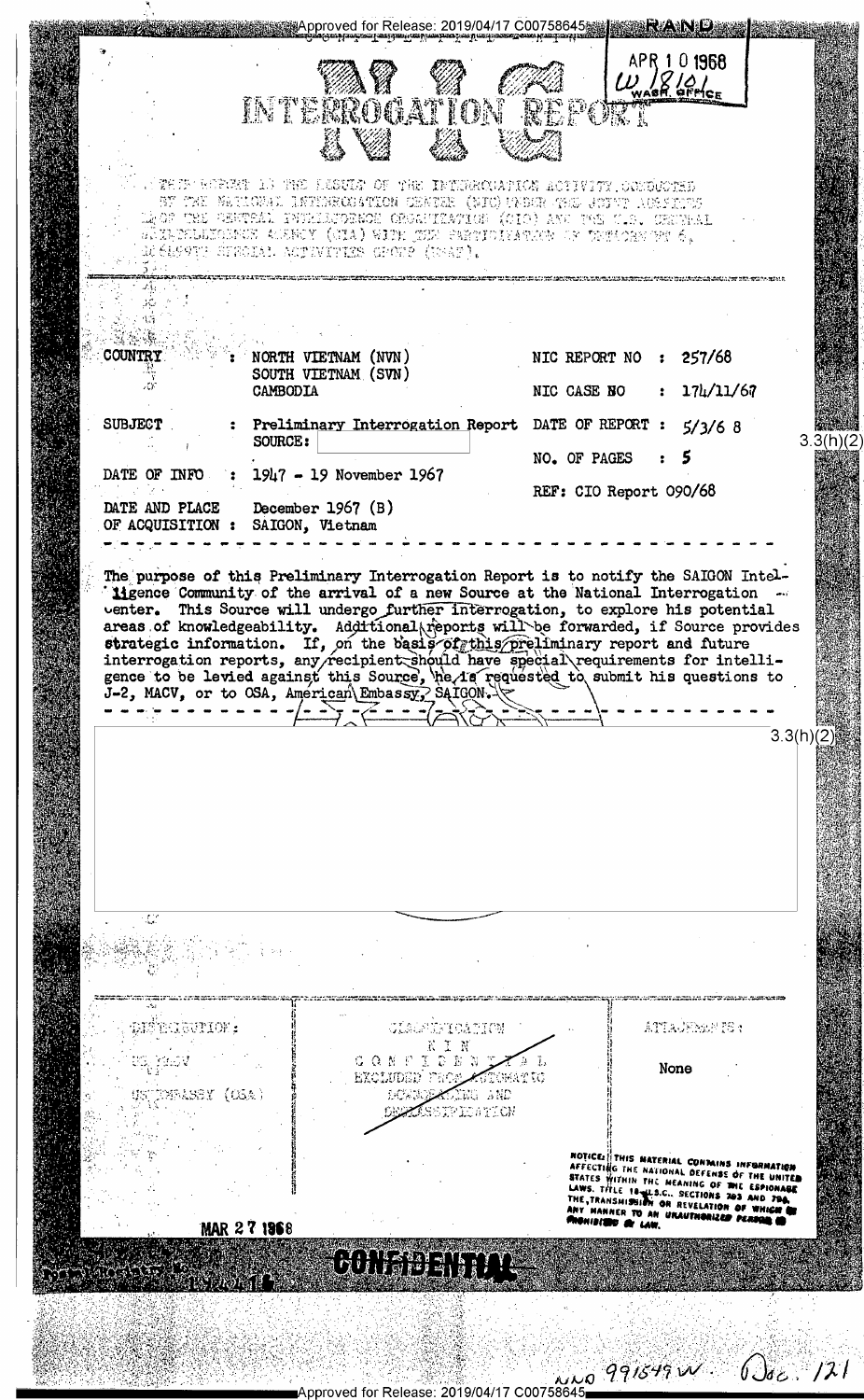APR 1 0 1968
W 18101
WASH. OFFICE

# NIC INTERROGATION REPORT

THIS REPORT IS THE RESULT OF THE INTERROGATION ACTIVITY CONDUCTED BY THE NATIONAL INTERROGATION CENTER (NIC) UNDER THE JOINT AUSPICES OF THE CENTRAL INTELLIGENCE ORGANIZATION (CIO) AND THE U.S. CENTRAL INTELLIGENCE AGENCY (CIA) WITH THE PARTICIPATION OF DETACHMENT 6, 1069TH SPECIAL ACTIVITIES GROUP (USAF).

| | | | |
|---|---|---|---|
| COUNTRY | : NORTH VIETNAM (NVN)<br>SOUTH VIETNAM (SVN)<br>CAMBODIA | NIC REPORT NO | : 257/68 |
| | | NIC CASE NO | : 174/11/67 |
| SUBJECT | : Preliminary Interrogation Report<br>SOURCE: | DATE OF REPORT | : 5/3/68 |
| | | NO. OF PAGES | : 5 |
| DATE OF INFO | : 1947 - 19 November 1967 | REF: CIO Report 090/68 | |
| DATE AND PLACE OF ACQUISITION | : December 1967 (B)<br>SAIGON, Vietnam | | |

3.3(h)(2)

The purpose of this Preliminary Interrogation Report is to notify the SAIGON Intelligence Community of the arrival of a new Source at the National Interrogation Center. This Source will undergo further interrogation, to explore his potential areas of knowledgeability. Additional reports will be forwarded, if Source provides strategic information. If, on the basis of this preliminary report and future interrogation reports, any recipient should have special requirements for intelligence to be levied against this Source, he is requested to submit his questions to J-2, MACV, or to OSA, American Embassy, SAIGON.

3.3(h)(2)

DISTRIBUTION:
US MACV
US EMBASSY (OSA)

CLASSIFICATION
NIN
CONFIDENTIAL
EXCLUDED FROM AUTOMATIC DOWNGRADING AND DECLASSIFICATION

ATTACHMENTS:
None

NOTICE: THIS MATERIAL CONTAINS INFORMATION AFFECTING THE NATIONAL DEFENSE OF THE UNITED STATES WITHIN THE MEANING OF THE ESPIONAGE LAWS, TITLE 18 U.S.C., SECTIONS 793 AND 794, THE TRANSMISSION OR REVELATION OF WHICH IN ANY MANNER TO AN UNAUTHORIZED PERSON IS PROHIBITED BY LAW.

MAR 27 1968

CONFIDENTIAL

NND 991549 W. Doc. 121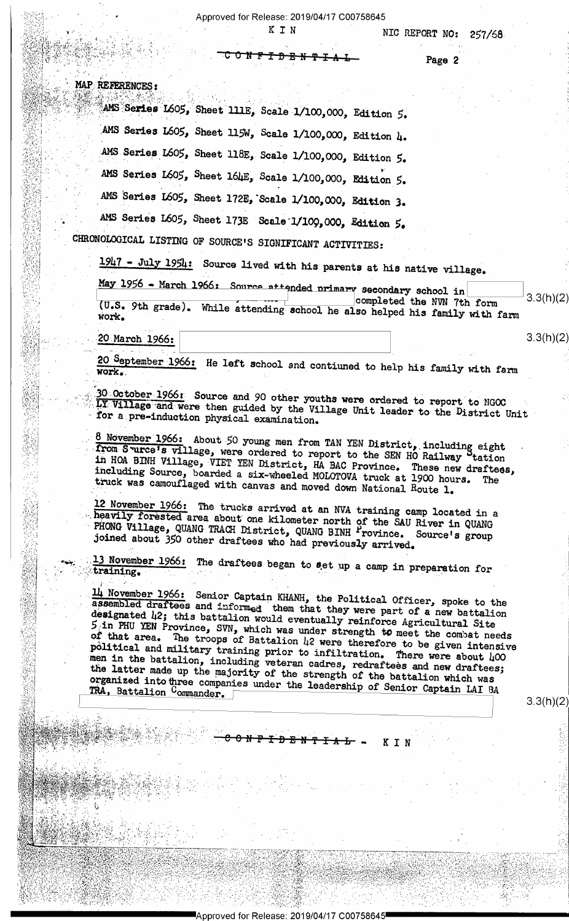MAP REFERENCES:

AMS Series L605, Sheet 111E, Scale 1/100,000, Edition 5.

AMS Series L605, Sheet 115W, Scale 1/100,000, Edition 4.

AMS Series L605, Sheet 118E, Scale 1/100,000, Edition 5.

AMS Series L605, Sheet 164E, Scale 1/100,000, Edition 5.

AMS Series L605, Sheet 172E, Scale 1/100,000, Edition 3.

AMS Series L605, Sheet 173E Scale 1/100,000, Edition 5.

CHRONOLOGICAL LISTING OF SOURCE'S SIGNIFICANT ACTIVITIES:

1947 - July 1954: Source lived with his parents at his native village.

May 1956 - March 1966: Source attended primary secondary school in [redacted] completed the NVN 7th form (U.S. 9th grade). While attending school he also helped his family with farm work. 3.3(h)(2)

20 March 1966: [redacted] 3.3(h)(2)

20 September 1966: He left school and contiuned to help his family with farm work.

30 October 1966: Source and 90 other youths were ordered to report to NGOC LY Village and were then guided by the Village Unit leader to the District Unit for a pre-induction physical examination.

8 November 1966: About 50 young men from TAN YEN District, including eight from Source's village, were ordered to report to the SEN HO Railway Station in HOA BINH Village, VIET YEN District, HA BAC Province. These new draftees, including Source, boarded a six-wheeled MOLOTOVA truck at 1900 hours. The truck was camouflaged with canvas and moved down National Route 1.

12 November 1966: The trucks arrived at an NVA training camp located in a heavily forested area about one kilometer north of the SAU River in QUANG PHONG Village, QUANG TRACH District, QUANG BINH Province. Source's group joined about 350 other draftees who had previously arrived.

13 November 1966: The draftees began to set up a camp in preparation for training.

14 November 1966: Senior Captain KHANH, the Political Officer, spoke to the assembled draftees and informed them that they were part of a new battalion designated 42; this battalion would eventually reinforce Agricultural Site 5 in PHU YEN Province, SVN, which was under strength to meet the combat needs of that area. The troops of Battalion 42 were therefore to be given intensive political and military training prior to infiltration. There were about 400 men in the battalion, including veteran cadres, redraftees and new draftees; the latter made up the majority of the strength of the battalion which was organized into three companies under the leadership of Senior Captain LAI BA TRA, Battalion Commander. [redacted] 3.3(h)(2)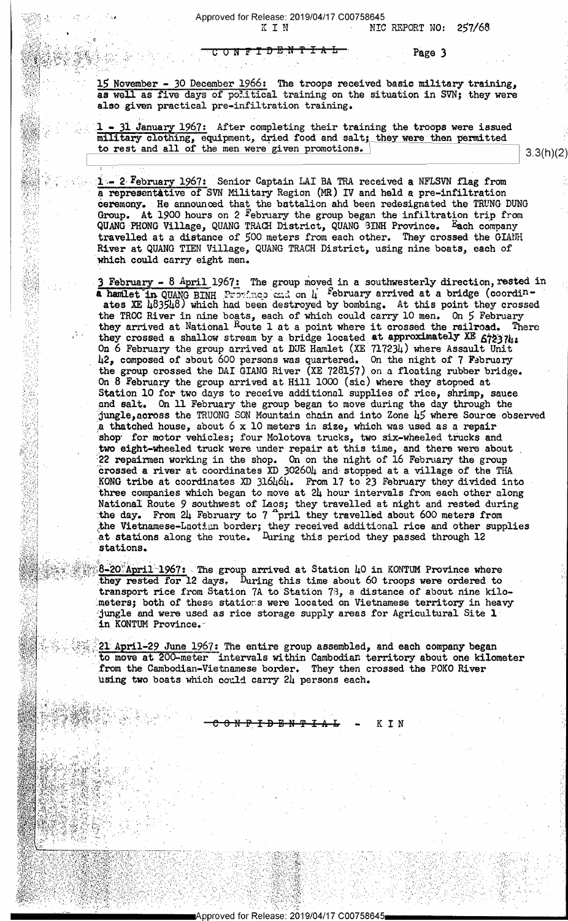**15 November - 30 December 1966:** The troops received basic military training, as well as five days of political training on the situation in SVN; they were also given practical pre-infiltration training.

**1 - 31 January 1967:** After completing their training the troops were issued military clothing, equipment, dried food and salt; they were then permitted to rest and all of the men were given promotions.

3.3(h)(2)

**1 - 2 February 1967:** Senior Captain LAI BA TRA received a NFLSVN flag from a representative of SVN Military Region (MR) IV and held a pre-infiltration ceremony. He announced that the battalion ahd been redesignated the TRUNG DUNG Group. At 1900 hours on 2 February the group began the infiltration trip from QUANG PHONG Village, QUANG TRACH District, QUANG BINH Province. Each company travelled at a distance of 500 meters from each other. They crossed the GIANH River at QUANG TIEN Village, QUANG TRACH District, using nine boats, each of which could carry eight men.

**3 February - 8 April 1967:** The group moved in a southwesterly direction, rested in a hamlet in QUANG BINH Province and on 4 February arrived at a bridge (coordinates XE 483548) which had been destroyed by bombing. At this point they crossed the TROC River in nine boats, each of which could carry 10 men. On 5 February they arrived at National Route 1 at a point where it crossed the railroad. There they crossed a shallow stream by a bridge located at approximately XE 672374. On 6 February the group arrived at DUE Hamlet (XE 717234) where Assault Unit 42, composed of about 600 persons was quartered. On the night of 7 February the group crossed the DAI GIANG River (XE 728157) on a floating rubber bridge. On 8 February the group arrived at Hill 1000 (sic) where they stopped at Station 10 for two days to receive additional supplies of rice, shrimp, sauce and salt. On 11 February the group began to move during the day through the jungle, across the TRUONG SON Mountain chain and into Zone 45 where Source observed a thatched house, about 6 x 10 meters in size, which was used as a repair shop for motor vehicles; four Molotova trucks, two six-wheeled trucks and two eight-wheeled truck were under repair at this time, and there were about 22 repairmen working in the shop. On on the night of 16 February the group crossed a river at coordinates XD 302604 and stopped at a village of the THA KONG tribe at coordinates XD 316464. From 17 to 23 February they divided into three companies which began to move at 24 hour intervals from each other along National Route 9 southwest of Laos; they travelled at night and rested during the day. From 24 February to 7 April they travelled about 600 meters from the Vietnamese-Laotian border; they received additional rice and other supplies at stations along the route. During this period they passed through 12 stations.

**8-20 April 1967:** The group arrived at Station 40 in KONTUM Province where they rested for 12 days. During this time about 60 troops were ordered to transport rice from Station 7A to Station 7B, a distance of about nine kilometers; both of these stations were located on Vietnamese territory in heavy jungle and were used as rice storage supply areas for Agricultural Site 1 in KONTUM Province.

**21 April-29 June 1967:** The entire group assembled, and each company began to move at 200-meter intervals within Cambodian territory about one kilometer from the Cambodian-Vietnamese border. They then crossed the POKO River using two boats which could carry 24 persons each.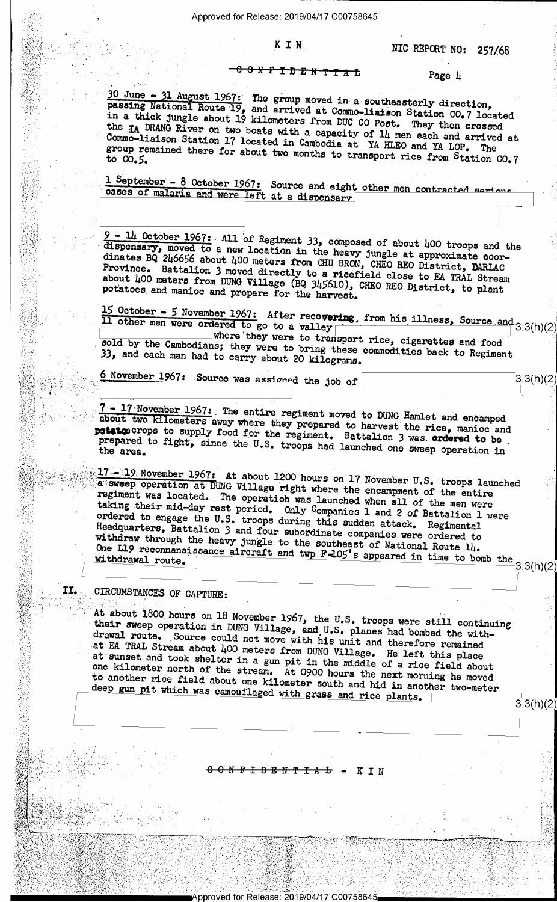30 June - 31 August 1967: The group moved in a southeasterly direction, passing National Route 19, and arrived at Commo-liaison Station CO.7 located in a thick jungle about 19 kilometers from DUC CO Post. They then crossed the IA DRANG River on two boats with a capacity of 14 men each and arrived at Commo-liaison Station 17 located in Cambodia at YA HLEO and YA LOP. The group remained there for about two months to transport rice from Station CO.7 to CO.5.

1 September - 8 October 1967: Source and eight other men contracted serious cases of malaria and were left at a dispensary

9 - 14 October 1967: All of Regiment 33, composed of about 400 troops and the dispensary, moved to a new location in the heavy jungle at approximate coordinates BQ 246656 about 400 meters from CHU BRON, CHEO REO District, DARLAC Province. Battalion 3 moved directly to a ricefield close to EA TRAL Stream about 400 meters from DUNG Village (BQ 345610), CHEO REO District, to plant potatoes and manioc and prepare for the harvest.

15 October - 5 November 1967: After recovering from his illness, Source and 11 other men were ordered to go to a valley 3.3(h)(2) where they were to transport rice, cigarettes and food sold by the Cambodians; they were to bring these commodities back to Regiment 33, and each man had to carry about 20 kilograms.

6 November 1967: Source was assigned the job of 3.3(h)(2)

7 - 17 November 1967: The entire regiment moved to DUNG Hamlet and encamped about two kilometers away where they prepared to harvest the rice, manioc and potato crops to supply food for the regiment. Battalion 3 was ordered to be prepared to fight, since the U.S. troops had launched one sweep operation in the area.

17 - 19 November 1967: At about 1200 hours on 17 November U.S. troops launched a sweep operation at DUNG Village right where the encampment of the entire regiment was located. The operation was launched when all of the men were taking their mid-day rest period. Only Companies 1 and 2 of Battalion 1 were ordered to engage the U.S. troops during this sudden attack. Regimental Headquarters, Battalion 3 and four subordinate companies were ordered to withdraw through the heavy jungle to the southeast of National Route 14. One L19 reconnanaissance aircraft and twp F-105's appeared in time to bomb the withdrawal route. 3.3(h)(2)

## II. CIRCUMSTANCES OF CAPTURE:

At about 1800 hours on 18 November 1967, the U.S. troops were still continuing their sweep operation in DUNG Village, and U.S. planes had bombed the withdrawal route. Source could not move with his unit and therefore remained at EA TRAL Stream about 400 meters from DUNG Village. He left this place at sunset and took shelter in a gun pit in the middle of a rice field about one kilometer north of the stream. At 0900 hours the next morning he moved to another rice field about one kilometer south and hid in another two-meter deep gun pit which was camouflaged with grass and rice plants. 3.3(h)(2)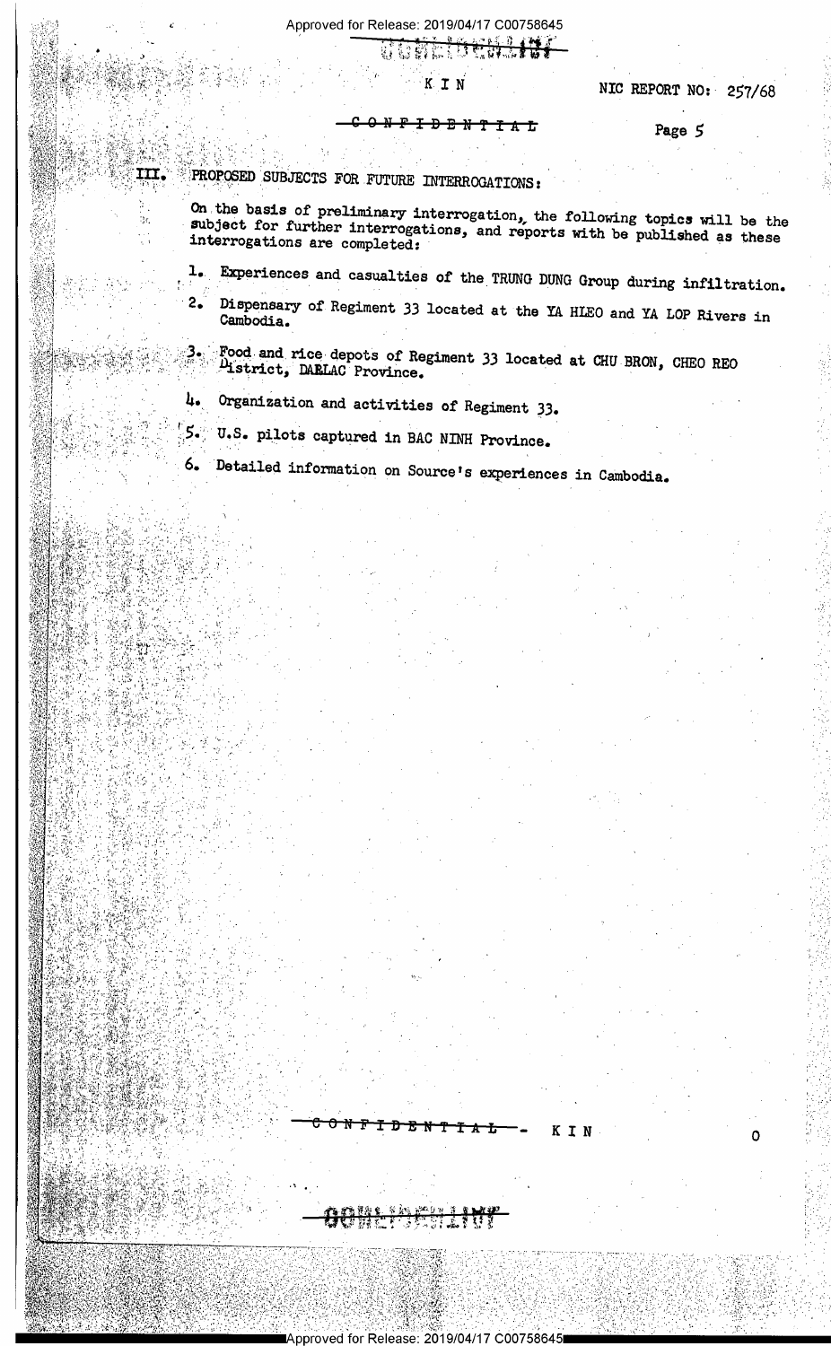## III. PROPOSED SUBJECTS FOR FUTURE INTERROGATIONS:

On the basis of preliminary interrogation, the following topics will be the subject for further interrogations, and reports with be published as these interrogations are completed:

1. Experiences and casualties of the TRUNG DUNG Group during infiltration.
2. Dispensary of Regiment 33 located at the YA HLEO and YA LOP Rivers in Cambodia.
3. Food and rice depots of Regiment 33 located at CHU BRON, CHEO REO District, DARLAC Province.
4. Organization and activities of Regiment 33.
5. U.S. pilots captured in BAC NINH Province.
6. Detailed information on Source's experiences in Cambodia.